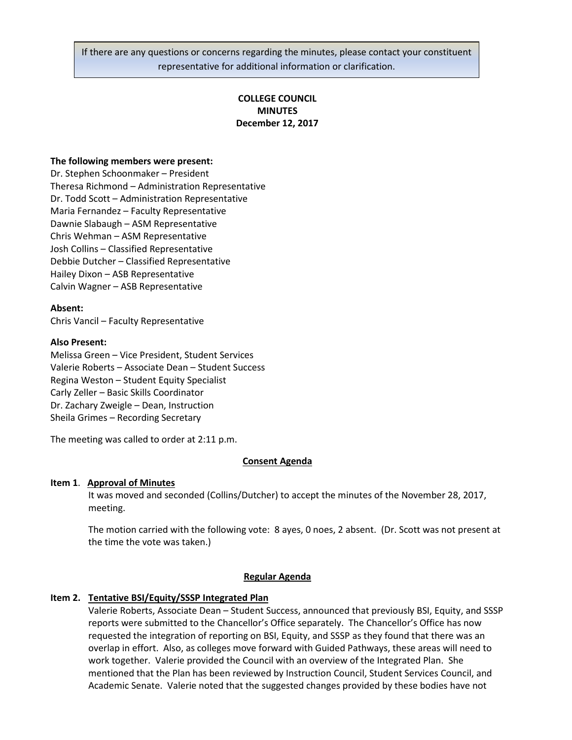If there are any questions or concerns regarding the minutes, please contact your constituent representative for additional information or clarification.

**COLLEGE COUNCIL**
**MINUTES**
**December 12, 2017**

**The following members were present:**
Dr. Stephen Schoonmaker – President
Theresa Richmond – Administration Representative
Dr. Todd Scott – Administration Representative
Maria Fernandez – Faculty Representative
Dawnie Slabaugh – ASM Representative
Chris Wehman – ASM Representative
Josh Collins – Classified Representative
Debbie Dutcher – Classified Representative
Hailey Dixon – ASB Representative
Calvin Wagner – ASB Representative

**Absent:**
Chris Vancil – Faculty Representative

**Also Present:**
Melissa Green – Vice President, Student Services
Valerie Roberts – Associate Dean – Student Success
Regina Weston – Student Equity Specialist
Carly Zeller – Basic Skills Coordinator
Dr. Zachary Zweigle – Dean, Instruction
Sheila Grimes – Recording Secretary

The meeting was called to order at 2:11 p.m.

**Consent Agenda**

**Item 1. Approval of Minutes**

It was moved and seconded (Collins/Dutcher) to accept the minutes of the November 28, 2017, meeting.

The motion carried with the following vote: 8 ayes, 0 noes, 2 absent. (Dr. Scott was not present at the time the vote was taken.)

**Regular Agenda**

**Item 2. Tentative BSI/Equity/SSSP Integrated Plan**

Valerie Roberts, Associate Dean – Student Success, announced that previously BSI, Equity, and SSSP reports were submitted to the Chancellor's Office separately. The Chancellor's Office has now requested the integration of reporting on BSI, Equity, and SSSP as they found that there was an overlap in effort. Also, as colleges move forward with Guided Pathways, these areas will need to work together. Valerie provided the Council with an overview of the Integrated Plan. She mentioned that the Plan has been reviewed by Instruction Council, Student Services Council, and Academic Senate. Valerie noted that the suggested changes provided by these bodies have not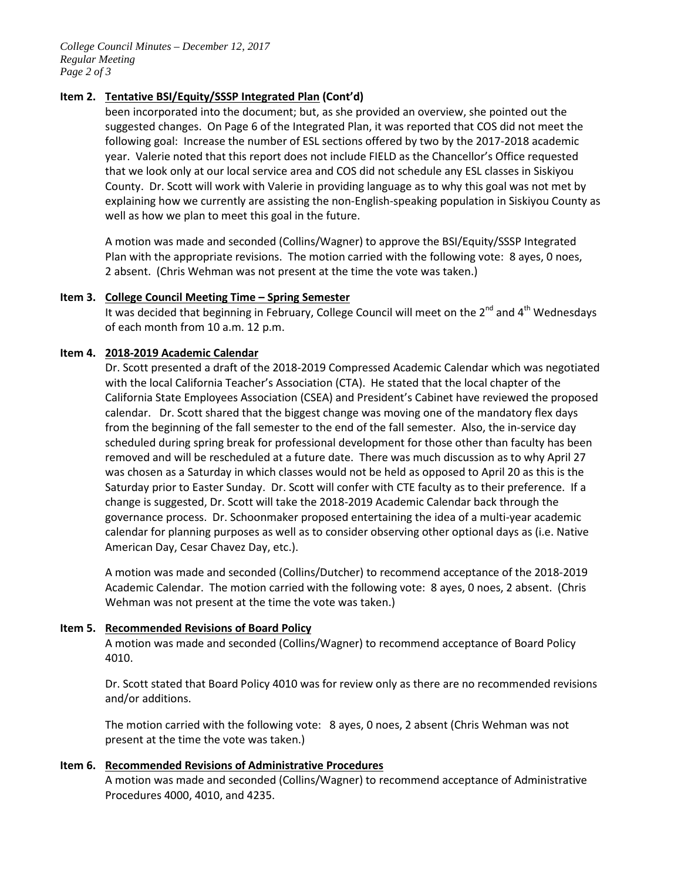**Item 2. <u>Tentative BSI/Equity/SSSP Integrated Plan</u> (Cont'd)**

been incorporated into the document; but, as she provided an overview, she pointed out the suggested changes. On Page 6 of the Integrated Plan, it was reported that COS did not meet the following goal: Increase the number of ESL sections offered by two by the 2017-2018 academic year. Valerie noted that this report does not include FIELD as the Chancellor's Office requested that we look only at our local service area and COS did not schedule any ESL classes in Siskiyou County. Dr. Scott will work with Valerie in providing language as to why this goal was not met by explaining how we currently are assisting the non-English-speaking population in Siskiyou County as well as how we plan to meet this goal in the future.

A motion was made and seconded (Collins/Wagner) to approve the BSI/Equity/SSSP Integrated Plan with the appropriate revisions. The motion carried with the following vote: 8 ayes, 0 noes, 2 absent. (Chris Wehman was not present at the time the vote was taken.)

**Item 3. <u>College Council Meeting Time – Spring Semester</u>**

It was decided that beginning in February, College Council will meet on the 2nd and 4th Wednesdays of each month from 10 a.m. 12 p.m.

**Item 4. <u>2018-2019 Academic Calendar</u>**

Dr. Scott presented a draft of the 2018-2019 Compressed Academic Calendar which was negotiated with the local California Teacher's Association (CTA). He stated that the local chapter of the California State Employees Association (CSEA) and President's Cabinet have reviewed the proposed calendar. Dr. Scott shared that the biggest change was moving one of the mandatory flex days from the beginning of the fall semester to the end of the fall semester. Also, the in-service day scheduled during spring break for professional development for those other than faculty has been removed and will be rescheduled at a future date. There was much discussion as to why April 27 was chosen as a Saturday in which classes would not be held as opposed to April 20 as this is the Saturday prior to Easter Sunday. Dr. Scott will confer with CTE faculty as to their preference. If a change is suggested, Dr. Scott will take the 2018-2019 Academic Calendar back through the governance process. Dr. Schoonmaker proposed entertaining the idea of a multi-year academic calendar for planning purposes as well as to consider observing other optional days as (i.e. Native American Day, Cesar Chavez Day, etc.).

A motion was made and seconded (Collins/Dutcher) to recommend acceptance of the 2018-2019 Academic Calendar. The motion carried with the following vote: 8 ayes, 0 noes, 2 absent. (Chris Wehman was not present at the time the vote was taken.)

**Item 5. <u>Recommended Revisions of Board Policy</u>**

A motion was made and seconded (Collins/Wagner) to recommend acceptance of Board Policy 4010.

Dr. Scott stated that Board Policy 4010 was for review only as there are no recommended revisions and/or additions.

The motion carried with the following vote: 8 ayes, 0 noes, 2 absent (Chris Wehman was not present at the time the vote was taken.)

**Item 6. <u>Recommended Revisions of Administrative Procedures</u>**

A motion was made and seconded (Collins/Wagner) to recommend acceptance of Administrative Procedures 4000, 4010, and 4235.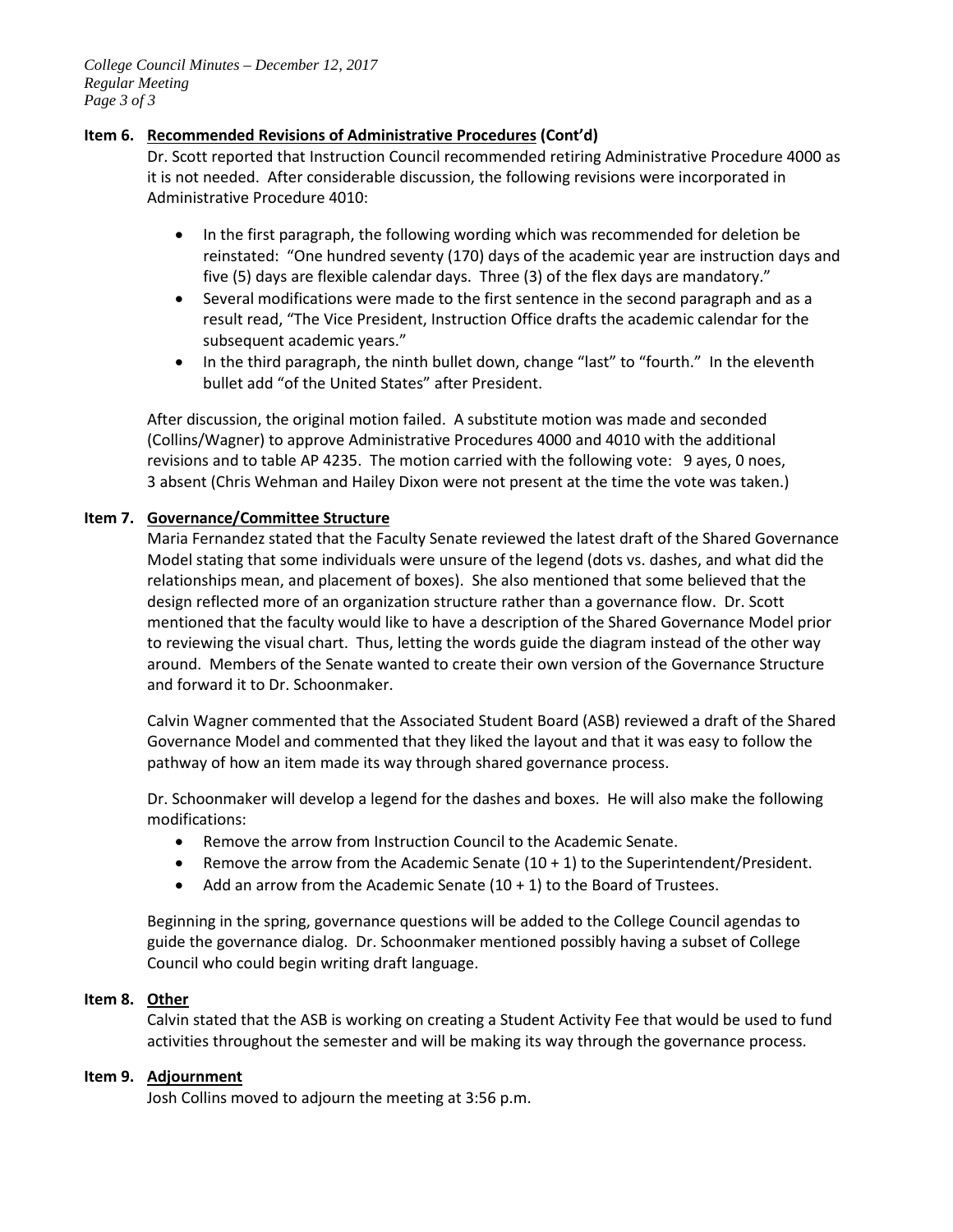**Item 6. Recommended Revisions of Administrative Procedures (Cont'd)**

Dr. Scott reported that Instruction Council recommended retiring Administrative Procedure 4000 as it is not needed. After considerable discussion, the following revisions were incorporated in Administrative Procedure 4010:

- In the first paragraph, the following wording which was recommended for deletion be reinstated: "One hundred seventy (170) days of the academic year are instruction days and five (5) days are flexible calendar days. Three (3) of the flex days are mandatory."
- Several modifications were made to the first sentence in the second paragraph and as a result read, "The Vice President, Instruction Office drafts the academic calendar for the subsequent academic years."
- In the third paragraph, the ninth bullet down, change "last" to "fourth." In the eleventh bullet add "of the United States" after President.

After discussion, the original motion failed. A substitute motion was made and seconded (Collins/Wagner) to approve Administrative Procedures 4000 and 4010 with the additional revisions and to table AP 4235. The motion carried with the following vote: 9 ayes, 0 noes, 3 absent (Chris Wehman and Hailey Dixon were not present at the time the vote was taken.)

**Item 7. Governance/Committee Structure**

Maria Fernandez stated that the Faculty Senate reviewed the latest draft of the Shared Governance Model stating that some individuals were unsure of the legend (dots vs. dashes, and what did the relationships mean, and placement of boxes). She also mentioned that some believed that the design reflected more of an organization structure rather than a governance flow. Dr. Scott mentioned that the faculty would like to have a description of the Shared Governance Model prior to reviewing the visual chart. Thus, letting the words guide the diagram instead of the other way around. Members of the Senate wanted to create their own version of the Governance Structure and forward it to Dr. Schoonmaker.

Calvin Wagner commented that the Associated Student Board (ASB) reviewed a draft of the Shared Governance Model and commented that they liked the layout and that it was easy to follow the pathway of how an item made its way through shared governance process.

Dr. Schoonmaker will develop a legend for the dashes and boxes. He will also make the following modifications:

- Remove the arrow from Instruction Council to the Academic Senate.
- Remove the arrow from the Academic Senate (10 + 1) to the Superintendent/President.
- Add an arrow from the Academic Senate (10 + 1) to the Board of Trustees.

Beginning in the spring, governance questions will be added to the College Council agendas to guide the governance dialog. Dr. Schoonmaker mentioned possibly having a subset of College Council who could begin writing draft language.

**Item 8. Other**

Calvin stated that the ASB is working on creating a Student Activity Fee that would be used to fund activities throughout the semester and will be making its way through the governance process.

**Item 9. Adjournment**

Josh Collins moved to adjourn the meeting at 3:56 p.m.